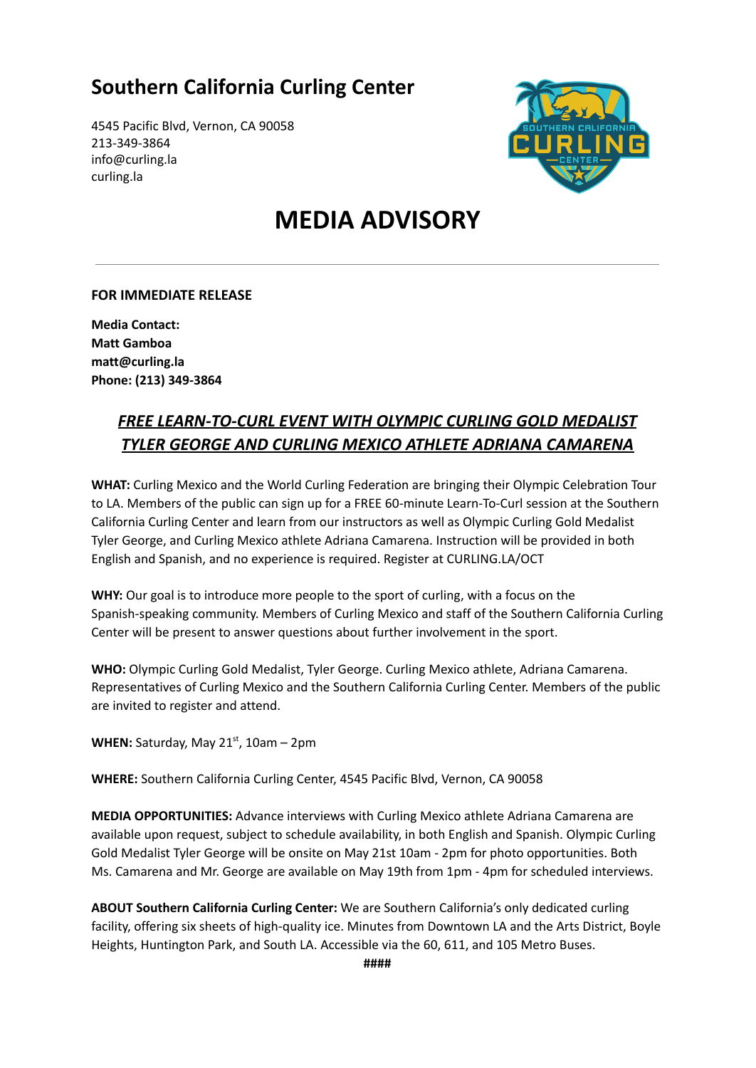# Southern California Curling Center

4545 Pacific Blvd, Vernon, CA 90058
213-349-3864
info@curling.la
curling.la

# MEDIA ADVISORY

---

**FOR IMMEDIATE RELEASE**

**Media Contact:**
**Matt Gamboa**
**matt@curling.la**
**Phone: (213) 349-3864**

## ***FREE LEARN-TO-CURL EVENT WITH OLYMPIC CURLING GOLD MEDALIST TYLER GEORGE AND CURLING MEXICO ATHLETE ADRIANA CAMARENA***

**WHAT:** Curling Mexico and the World Curling Federation are bringing their Olympic Celebration Tour to LA. Members of the public can sign up for a FREE 60-minute Learn-To-Curl session at the Southern California Curling Center and learn from our instructors as well as Olympic Curling Gold Medalist Tyler George, and Curling Mexico athlete Adriana Camarena. Instruction will be provided in both English and Spanish, and no experience is required. Register at CURLING.LA/OCT

**WHY:** Our goal is to introduce more people to the sport of curling, with a focus on the Spanish-speaking community. Members of Curling Mexico and staff of the Southern California Curling Center will be present to answer questions about further involvement in the sport.

**WHO:** Olympic Curling Gold Medalist, Tyler George. Curling Mexico athlete, Adriana Camarena. Representatives of Curling Mexico and the Southern California Curling Center. Members of the public are invited to register and attend.

**WHEN:** Saturday, May 21st, 10am – 2pm

**WHERE:** Southern California Curling Center, 4545 Pacific Blvd, Vernon, CA 90058

**MEDIA OPPORTUNITIES:** Advance interviews with Curling Mexico athlete Adriana Camarena are available upon request, subject to schedule availability, in both English and Spanish. Olympic Curling Gold Medalist Tyler George will be onsite on May 21st 10am - 2pm for photo opportunities. Both Ms. Camarena and Mr. George are available on May 19th from 1pm - 4pm for scheduled interviews.

**ABOUT Southern California Curling Center:** We are Southern California's only dedicated curling facility, offering six sheets of high-quality ice. Minutes from Downtown LA and the Arts District, Boyle Heights, Huntington Park, and South LA. Accessible via the 60, 611, and 105 Metro Buses.

####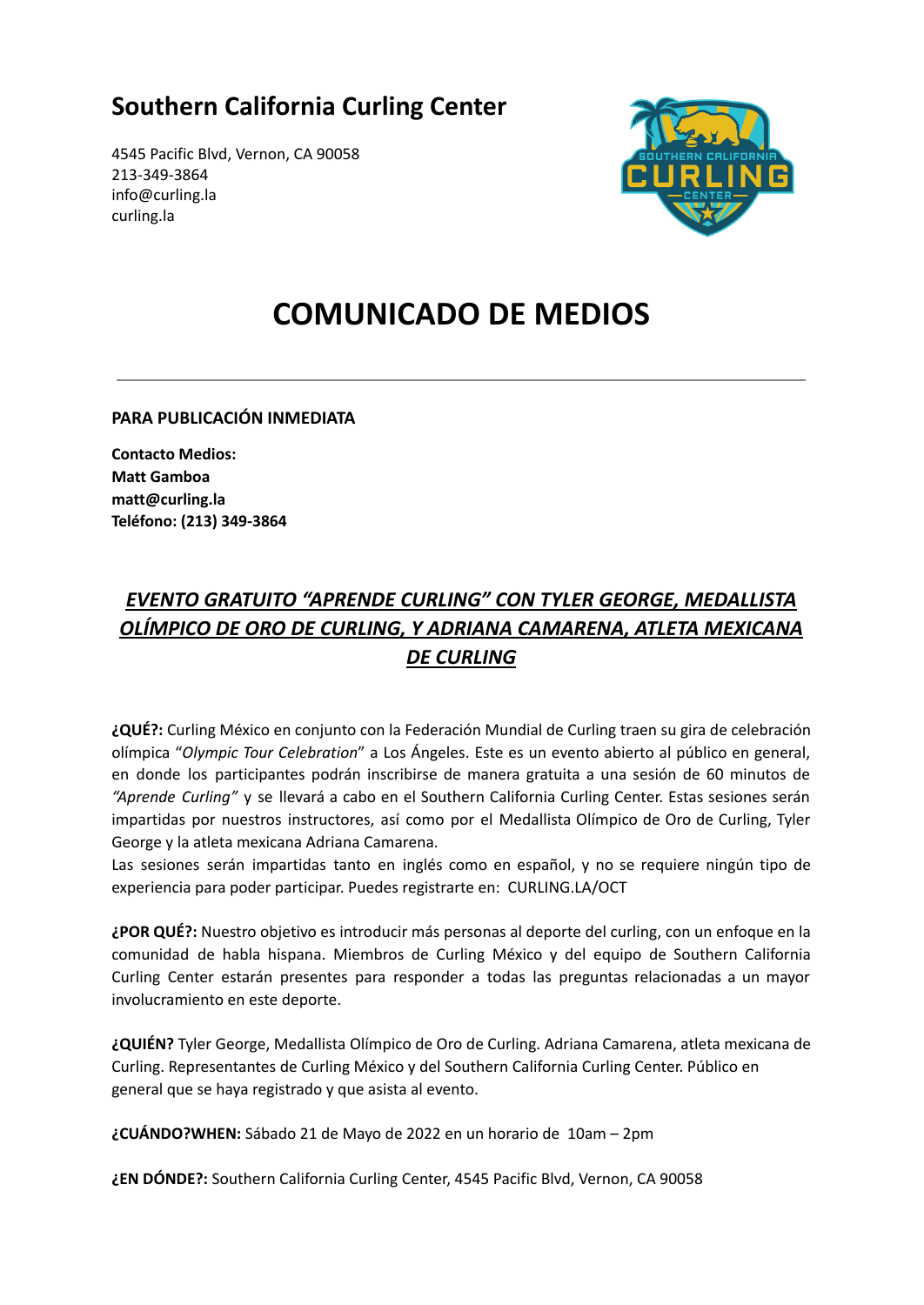# Southern California Curling Center

4545 Pacific Blvd, Vernon, CA 90058
213-349-3864
info@curling.la
curling.la

# COMUNICADO DE MEDIOS

---

**PARA PUBLICACIÓN INMEDIATA**

**Contacto Medios:**
**Matt Gamboa**
**matt@curling.la**
**Teléfono: (213) 349-3864**

## ***EVENTO GRATUITO "APRENDE CURLING" CON TYLER GEORGE, MEDALLISTA OLÍMPICO DE ORO DE CURLING, Y ADRIANA CAMARENA, ATLETA MEXICANA DE CURLING***

**¿QUÉ?:** Curling México en conjunto con la Federación Mundial de Curling traen su gira de celebración olímpica "*Olympic Tour Celebration*" a Los Ángeles. Este es un evento abierto al público en general, en donde los participantes podrán inscribirse de manera gratuita a una sesión de 60 minutos de *"Aprende Curling"* y se llevará a cabo en el Southern California Curling Center. Estas sesiones serán impartidas por nuestros instructores, así como por el Medallista Olímpico de Oro de Curling, Tyler George y la atleta mexicana Adriana Camarena.
Las sesiones serán impartidas tanto en inglés como en español, y no se requiere ningún tipo de experiencia para poder participar. Puedes registrarte en: CURLING.LA/OCT

**¿POR QUÉ?:** Nuestro objetivo es introducir más personas al deporte del curling, con un enfoque en la comunidad de habla hispana. Miembros de Curling México y del equipo de Southern California Curling Center estarán presentes para responder a todas las preguntas relacionadas a un mayor involucramiento en este deporte.

**¿QUIÉN?** Tyler George, Medallista Olímpico de Oro de Curling. Adriana Camarena, atleta mexicana de Curling. Representantes de Curling México y del Southern California Curling Center. Público en general que se haya registrado y que asista al evento.

**¿CUÁNDO?WHEN:** Sábado 21 de Mayo de 2022 en un horario de 10am – 2pm

**¿EN DÓNDE?:** Southern California Curling Center, 4545 Pacific Blvd, Vernon, CA 90058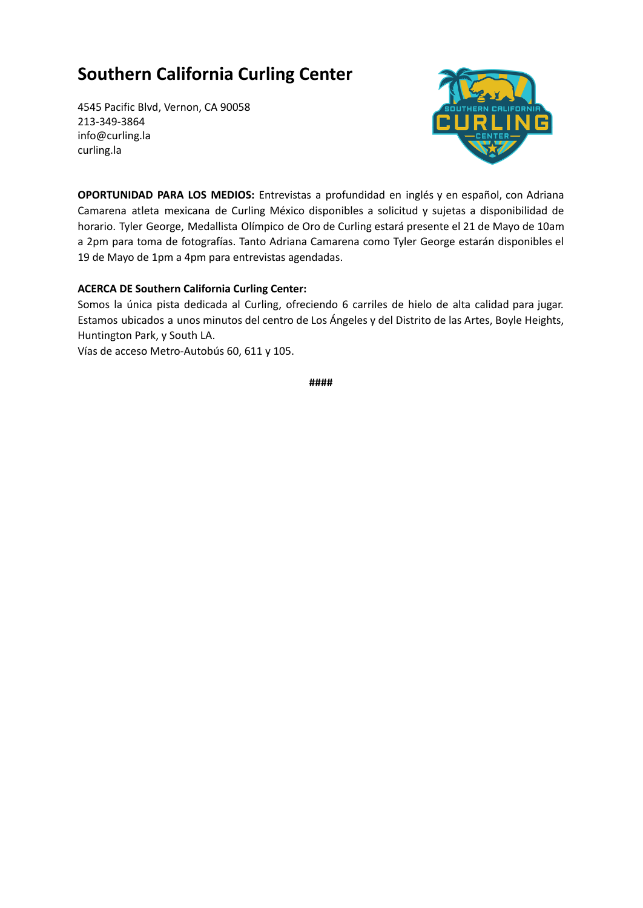# Southern California Curling Center

4545 Pacific Blvd, Vernon, CA 90058
213-349-3864
info@curling.la
curling.la

**OPORTUNIDAD PARA LOS MEDIOS:** Entrevistas a profundidad en inglés y en español, con Adriana Camarena atleta mexicana de Curling México disponibles a solicitud y sujetas a disponibilidad de horario. Tyler George, Medallista Olímpico de Oro de Curling estará presente el 21 de Mayo de 10am a 2pm para toma de fotografías. Tanto Adriana Camarena como Tyler George estarán disponibles el 19 de Mayo de 1pm a 4pm para entrevistas agendadas.

**ACERCA DE Southern California Curling Center:**
Somos la única pista dedicada al Curling, ofreciendo 6 carriles de hielo de alta calidad para jugar. Estamos ubicados a unos minutos del centro de Los Ángeles y del Distrito de las Artes, Boyle Heights, Huntington Park, y South LA.
Vías de acceso Metro-Autobús 60, 611 y 105.

**####**